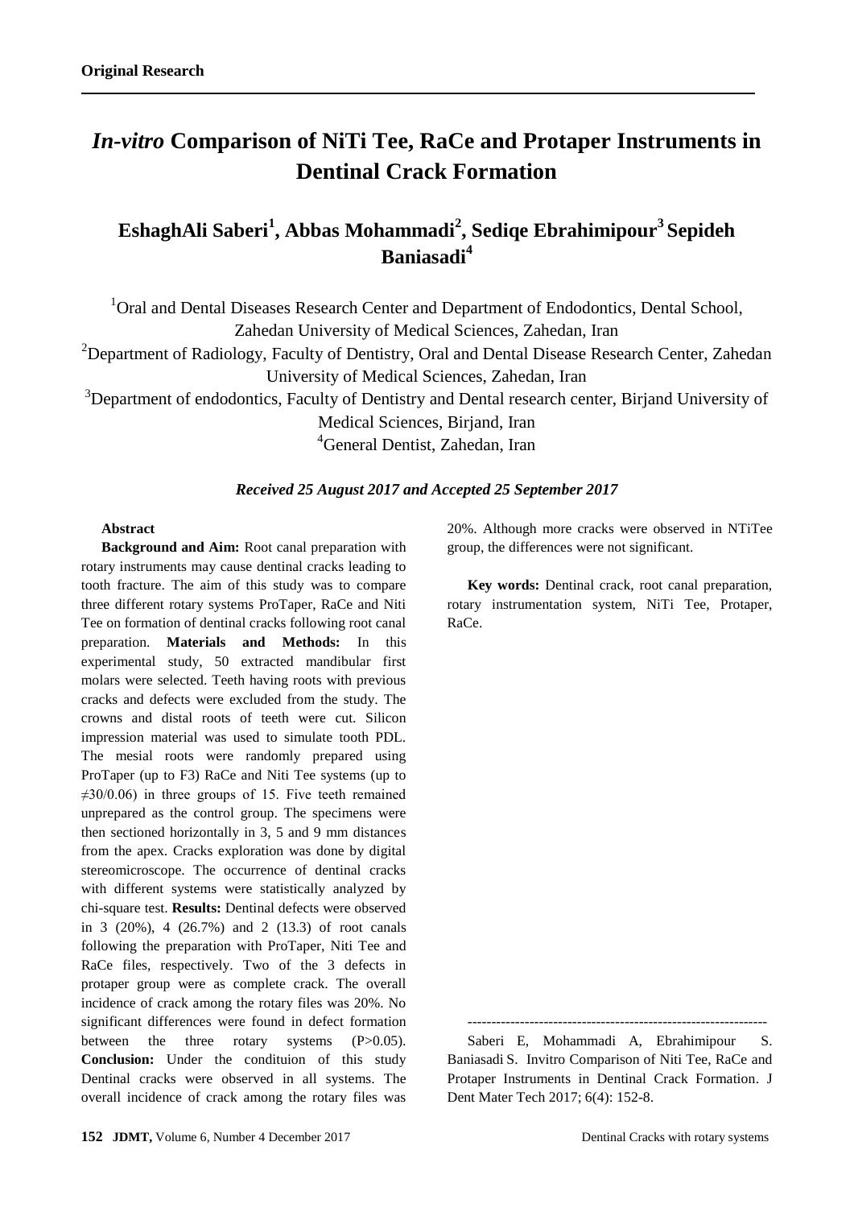**Original Research**

# *In-vitro* Comparison of NiTi Tee, RaCe and Protaper Instruments in Dentinal Crack Formation

## EshaghAli Saberi[1], Abbas Mohammadi[2], Sediqe Ebrahimipour[3] Sepideh Baniasadi[4]

[1]Oral and Dental Diseases Research Center and Department of Endodontics, Dental School, Zahedan University of Medical Sciences, Zahedan, Iran

[2]Department of Radiology, Faculty of Dentistry, Oral and Dental Disease Research Center, Zahedan University of Medical Sciences, Zahedan, Iran

[3]Department of endodontics, Faculty of Dentistry and Dental research center, Birjand University of Medical Sciences, Birjand, Iran

[4]General Dentist, Zahedan, Iran

***Received 25 August 2017 and Accepted 25 September 2017***

**Abstract**

**Background and Aim:** Root canal preparation with rotary instruments may cause dentinal cracks leading to tooth fracture. The aim of this study was to compare three different rotary systems ProTaper, RaCe and Niti Tee on formation of dentinal cracks following root canal preparation. **Materials and Methods:** In this experimental study, 50 extracted mandibular first molars were selected. Teeth having roots with previous cracks and defects were excluded from the study. The crowns and distal roots of teeth were cut. Silicon impression material was used to simulate tooth PDL. The mesial roots were randomly prepared using ProTaper (up to F3) RaCe and Niti Tee systems (up to ≠30/0.06) in three groups of 15. Five teeth remained unprepared as the control group. The specimens were then sectioned horizontally in 3, 5 and 9 mm distances from the apex. Cracks exploration was done by digital stereomicroscope. The occurrence of dentinal cracks with different systems were statistically analyzed by chi-square test. **Results:** Dentinal defects were observed in 3 (20%), 4 (26.7%) and 2 (13.3) of root canals following the preparation with ProTaper, Niti Tee and RaCe files, respectively. Two of the 3 defects in protaper group were as complete crack. The overall incidence of crack among the rotary files was 20%. No significant differences were found in defect formation between the three rotary systems ($P>0.05$). **Conclusion:** Under the conditiuon of this study Dentinal cracks were observed in all systems. The overall incidence of crack among the rotary files was 20%. Although more cracks were observed in NTiTee group, the differences were not significant.

**Key words:** Dentinal crack, root canal preparation, rotary instrumentation system, NiTi Tee, Protaper, RaCe.

---

Saberi E, Mohammadi A, Ebrahimipour S. Baniasadi S. Invitro Comparison of Niti Tee, RaCe and Protaper Instruments in Dentinal Crack Formation. J Dent Mater Tech 2017; 6(4): 152-8.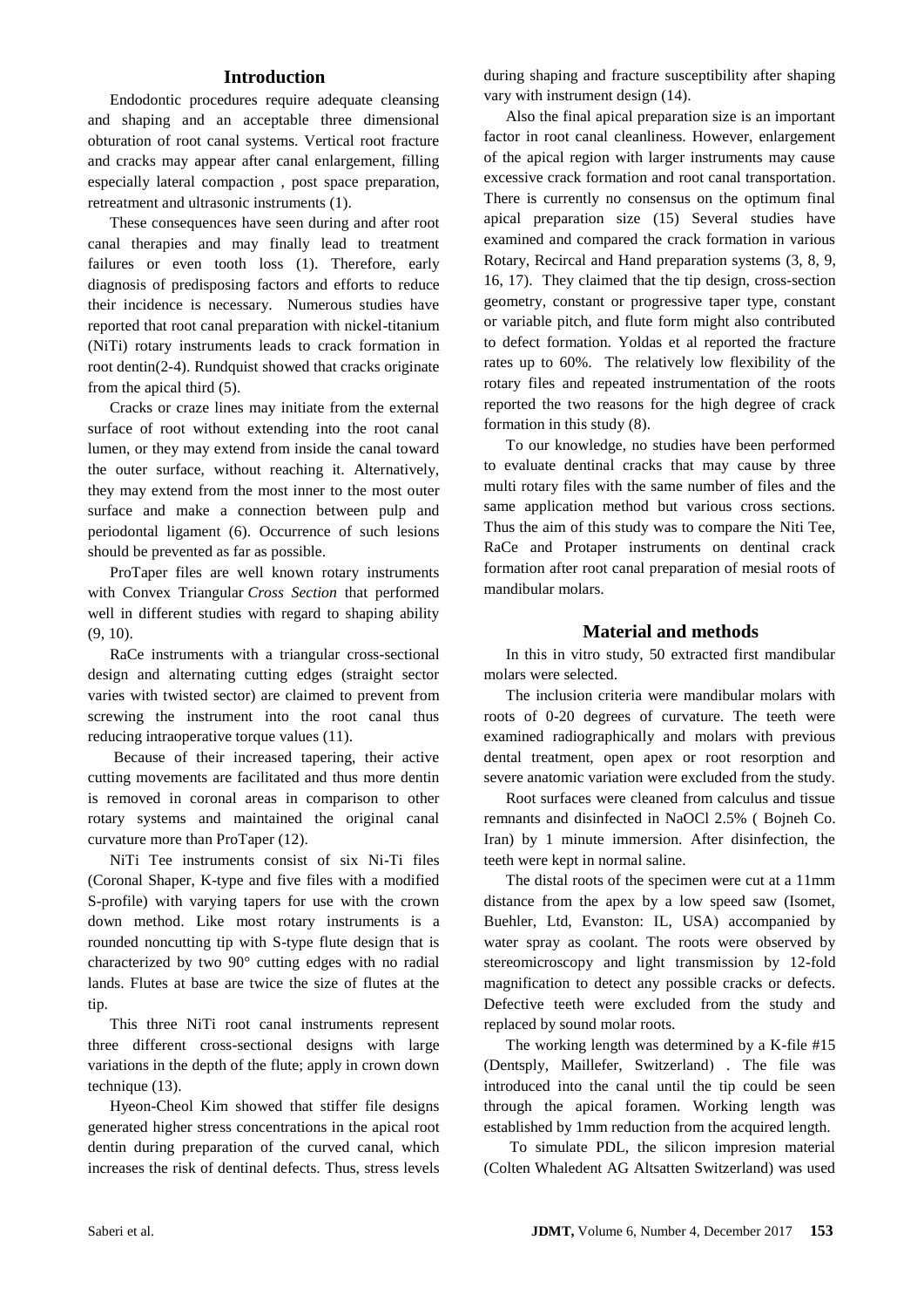## Introduction

Endodontic procedures require adequate cleansing and shaping and an acceptable three dimensional obturation of root canal systems. Vertical root fracture and cracks may appear after canal enlargement, filling especially lateral compaction , post space preparation, retreatment and ultrasonic instruments (1).

These consequences have seen during and after root canal therapies and may finally lead to treatment failures or even tooth loss (1). Therefore, early diagnosis of predisposing factors and efforts to reduce their incidence is necessary. Numerous studies have reported that root canal preparation with nickel-titanium (NiTi) rotary instruments leads to crack formation in root dentin(2-4). Rundquist showed that cracks originate from the apical third (5).

Cracks or craze lines may initiate from the external surface of root without extending into the root canal lumen, or they may extend from inside the canal toward the outer surface, without reaching it. Alternatively, they may extend from the most inner to the most outer surface and make a connection between pulp and periodontal ligament (6). Occurrence of such lesions should be prevented as far as possible.

ProTaper files are well known rotary instruments with Convex Triangular *Cross Section* that performed well in different studies with regard to shaping ability (9, 10).

RaCe instruments with a triangular cross-sectional design and alternating cutting edges (straight sector varies with twisted sector) are claimed to prevent from screwing the instrument into the root canal thus reducing intraoperative torque values (11).

Because of their increased tapering, their active cutting movements are facilitated and thus more dentin is removed in coronal areas in comparison to other rotary systems and maintained the original canal curvature more than ProTaper (12).

NiTi Tee instruments consist of six Ni-Ti files (Coronal Shaper, K-type and five files with a modified S-profile) with varying tapers for use with the crown down method. Like most rotary instruments is a rounded noncutting tip with S-type flute design that is characterized by two 90° cutting edges with no radial lands. Flutes at base are twice the size of flutes at the tip.

This three NiTi root canal instruments represent three different cross-sectional designs with large variations in the depth of the flute; apply in crown down technique (13).

Hyeon-Cheol Kim showed that stiffer file designs generated higher stress concentrations in the apical root dentin during preparation of the curved canal, which increases the risk of dentinal defects. Thus, stress levels during shaping and fracture susceptibility after shaping vary with instrument design (14).

Also the final apical preparation size is an important factor in root canal cleanliness. However, enlargement of the apical region with larger instruments may cause excessive crack formation and root canal transportation. There is currently no consensus on the optimum final apical preparation size (15) Several studies have examined and compared the crack formation in various Rotary, Recircal and Hand preparation systems (3, 8, 9, 16, 17). They claimed that the tip design, cross-section geometry, constant or progressive taper type, constant or variable pitch, and flute form might also contributed to defect formation. Yoldas et al reported the fracture rates up to 60%. The relatively low flexibility of the rotary files and repeated instrumentation of the roots reported the two reasons for the high degree of crack formation in this study (8).

To our knowledge, no studies have been performed to evaluate dentinal cracks that may cause by three multi rotary files with the same number of files and the same application method but various cross sections. Thus the aim of this study was to compare the Niti Tee, RaCe and Protaper instruments on dentinal crack formation after root canal preparation of mesial roots of mandibular molars.

## Material and methods

In this in vitro study, 50 extracted first mandibular molars were selected.

The inclusion criteria were mandibular molars with roots of 0-20 degrees of curvature. The teeth were examined radiographically and molars with previous dental treatment, open apex or root resorption and severe anatomic variation were excluded from the study.

Root surfaces were cleaned from calculus and tissue remnants and disinfected in NaOCl 2.5% ( Bojneh Co. Iran) by 1 minute immersion. After disinfection, the teeth were kept in normal saline.

The distal roots of the specimen were cut at a 11mm distance from the apex by a low speed saw (Isomet, Buehler, Ltd, Evanston: IL, USA) accompanied by water spray as coolant. The roots were observed by stereomicroscopy and light transmission by 12-fold magnification to detect any possible cracks or defects. Defective teeth were excluded from the study and replaced by sound molar roots.

The working length was determined by a K-file #15 (Dentsply, Maillefer, Switzerland) . The file was introduced into the canal until the tip could be seen through the apical foramen. Working length was established by 1mm reduction from the acquired length.

To simulate PDL, the silicon impresion material (Colten Whaledent AG Altsatten Switzerland) was used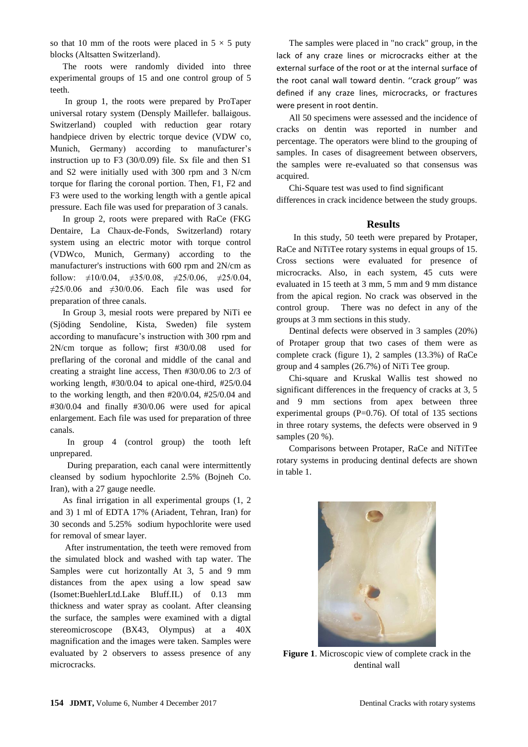so that 10 mm of the roots were placed in $5 \times 5$ puty blocks (Altsatten Switzerland).

The roots were randomly divided into three experimental groups of 15 and one control group of 5 teeth.

In group 1, the roots were prepared by ProTaper universal rotary system (Densply Maillefer. ballaigous. Switzerland) coupled with reduction gear rotary handpiece driven by electric torque device (VDW co, Munich, Germany) according to manufacturer's instruction up to F3 (30/0.09) file. Sx file and then S1 and S2 were initially used with 300 rpm and 3 N/cm torque for flaring the coronal portion. Then, F1, F2 and F3 were used to the working length with a gentle apical pressure. Each file was used for preparation of 3 canals.

In group 2, roots were prepared with RaCe (FKG Dentaire, La Chaux-de-Fonds, Switzerland) rotary system using an electric motor with torque control (VDWco, Munich, Germany) according to the manufacturer's instructions with 600 rpm and 2N/cm as follow: ≠10/0.04, ≠35/0.08, ≠25/0.06, ≠25/0.04, ≠25/0.06 and ≠30/0.06. Each file was used for preparation of three canals.

In Group 3, mesial roots were prepared by NiTi ee (Sjöding Sendoline, Kista, Sweden) file system according to manufacure's instruction with 300 rpm and 2N/cm torque as follow; first #30/0.08 used for preflaring of the coronal and middle of the canal and creating a straight line access, Then #30/0.06 to 2/3 of working length, #30/0.04 to apical one-third, #25/0.04 to the working length, and then #20/0.04, #25/0.04 and #30/0.04 and finally #30/0.06 were used for apical enlargement. Each file was used for preparation of three canals.

In group 4 (control group) the tooth left unprepared.

During preparation, each canal were intermittently cleansed by sodium hypochlorite 2.5% (Bojneh Co. Iran), with a 27 gauge needle.

As final irrigation in all experimental groups (1, 2 and 3) 1 ml of EDTA 17% (Ariadent, Tehran, Iran) for 30 seconds and 5.25% sodium hypochlorite were used for removal of smear layer.

After instrumentation, the teeth were removed from the simulated block and washed with tap water. The Samples were cut horizontally At 3, 5 and 9 mm distances from the apex using a low spead saw (Isomet:BuehlerLtd.Lake Bluff.IL) of 0.13 mm thickness and water spray as coolant. After cleansing the surface, the samples were examined with a digtal stereomicroscope (BX43, Olympus) at a 40X magnification and the images were taken. Samples were evaluated by 2 observers to assess presence of any microcracks.

The samples were placed in "no crack" group, in the lack of any craze lines or microcracks either at the external surface of the root or at the internal surface of the root canal wall toward dentin. ''crack group'' was defined if any craze lines, microcracks, or fractures were present in root dentin.

All 50 specimens were assessed and the incidence of cracks on dentin was reported in number and percentage. The operators were blind to the grouping of samples. In cases of disagreement between observers, the samples were re-evaluated so that consensus was acquired.

Chi-Square test was used to find significant differences in crack incidence between the study groups.

## Results

In this study, 50 teeth were prepared by Protaper, RaCe and NiTiTee rotary systems in equal groups of 15. Cross sections were evaluated for presence of microcracks. Also, in each system, 45 cuts were evaluated in 15 teeth at 3 mm, 5 mm and 9 mm distance from the apical region. No crack was observed in the control group. There was no defect in any of the groups at 3 mm sections in this study.

Dentinal defects were observed in 3 samples (20%) of Protaper group that two cases of them were as complete crack (figure 1), 2 samples (13.3%) of RaCe group and 4 samples (26.7%) of NiTi Tee group.

Chi-square and Kruskal Wallis test showed no significant differences in the frequency of cracks at 3, 5 and 9 mm sections from apex between three experimental groups ($P=0.76$). Of total of 135 sections in three rotary systems, the defects were observed in 9 samples (20 %).

Comparisons between Protaper, RaCe and NiTiTee rotary systems in producing dentinal defects are shown in table 1.

**Figure 1**. Microscopic view of complete crack in the dentinal wall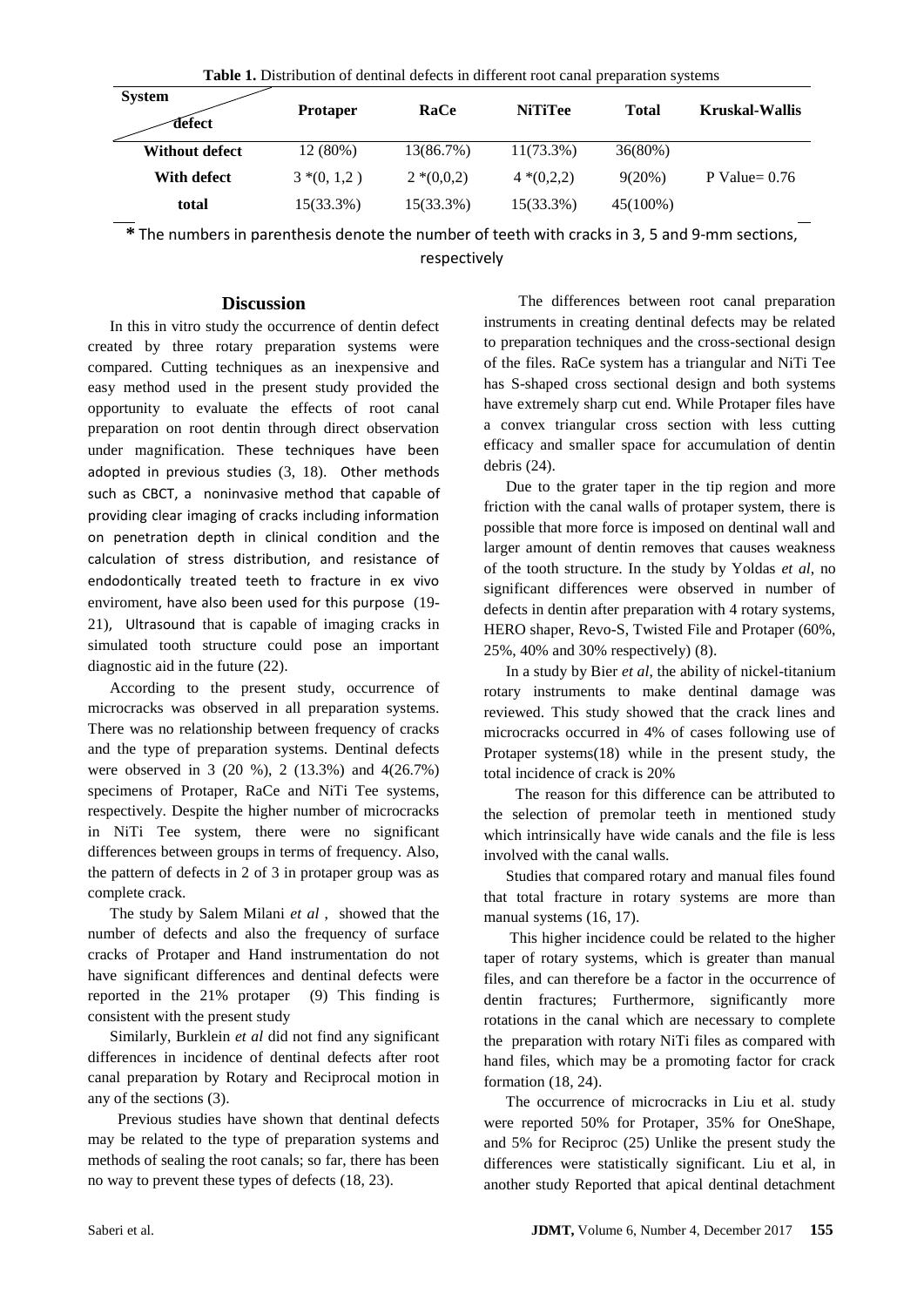**Table 1.** Distribution of dentinal defects in different root canal preparation systems

| System / defect | Protaper | RaCe | NiTiTee | Total | Kruskal-Wallis |
|---|---|---|---|---|---|
| Without defect | 12 (80%) | 13(86.7%) | 11(73.3%) | 36(80%) | |
| With defect | 3 *(0, 1,2 ) | 2 *(0,0,2) | 4 *(0,2,2) | 9(20%) | P Value= 0.76 |
| total | 15(33.3%) | 15(33.3%) | 15(33.3%) | 45(100%) | |

**\*** The numbers in parenthesis denote the number of teeth with cracks in 3, 5 and 9-mm sections, respectively

## Discussion

In this in vitro study the occurrence of dentin defect created by three rotary preparation systems were compared. Cutting techniques as an inexpensive and easy method used in the present study provided the opportunity to evaluate the effects of root canal preparation on root dentin through direct observation under magnification. These techniques have been adopted in previous studies (3, 18). Other methods such as CBCT, a noninvasive method that capable of providing clear imaging of cracks including information on penetration depth in clinical condition and the calculation of stress distribution, and resistance of endodontically treated teeth to fracture in ex vivo enviroment, have also been used for this purpose (19-21), Ultrasound that is capable of imaging cracks in simulated tooth structure could pose an important diagnostic aid in the future (22).

According to the present study, occurrence of microcracks was observed in all preparation systems. There was no relationship between frequency of cracks and the type of preparation systems. Dentinal defects were observed in 3 (20 %), 2 (13.3%) and 4(26.7%) specimens of Protaper, RaCe and NiTi Tee systems, respectively. Despite the higher number of microcracks in NiTi Tee system, there were no significant differences between groups in terms of frequency. Also, the pattern of defects in 2 of 3 in protaper group was as complete crack.

The study by Salem Milani *et al* , showed that the number of defects and also the frequency of surface cracks of Protaper and Hand instrumentation do not have significant differences and dentinal defects were reported in the 21% protaper (9) This finding is consistent with the present study

Similarly, Burklein *et al* did not find any significant differences in incidence of dentinal defects after root canal preparation by Rotary and Reciprocal motion in any of the sections (3).

Previous studies have shown that dentinal defects may be related to the type of preparation systems and methods of sealing the root canals; so far, there has been no way to prevent these types of defects (18, 23).

The differences between root canal preparation instruments in creating dentinal defects may be related to preparation techniques and the cross-sectional design of the files. RaCe system has a triangular and NiTi Tee has S-shaped cross sectional design and both systems have extremely sharp cut end. While Protaper files have a convex triangular cross section with less cutting efficacy and smaller space for accumulation of dentin debris (24).

Due to the grater taper in the tip region and more friction with the canal walls of protaper system, there is possible that more force is imposed on dentinal wall and larger amount of dentin removes that causes weakness of the tooth structure. In the study by Yoldas *et al*, no significant differences were observed in number of defects in dentin after preparation with 4 rotary systems, HERO shaper, Revo-S, Twisted File and Protaper (60%, 25%, 40% and 30% respectively) (8).

In a study by Bier *et al*, the ability of nickel-titanium rotary instruments to make dentinal damage was reviewed. This study showed that the crack lines and microcracks occurred in 4% of cases following use of Protaper systems(18) while in the present study, the total incidence of crack is 20%

The reason for this difference can be attributed to the selection of premolar teeth in mentioned study which intrinsically have wide canals and the file is less involved with the canal walls.

Studies that compared rotary and manual files found that total fracture in rotary systems are more than manual systems (16, 17).

This higher incidence could be related to the higher taper of rotary systems, which is greater than manual files, and can therefore be a factor in the occurrence of dentin fractures; Furthermore, significantly more rotations in the canal which are necessary to complete the preparation with rotary NiTi files as compared with hand files, which may be a promoting factor for crack formation (18, 24).

The occurrence of microcracks in Liu et al. study were reported 50% for Protaper, 35% for OneShape, and 5% for Reciproc (25) Unlike the present study the differences were statistically significant. Liu et al, in another study Reported that apical dentinal detachment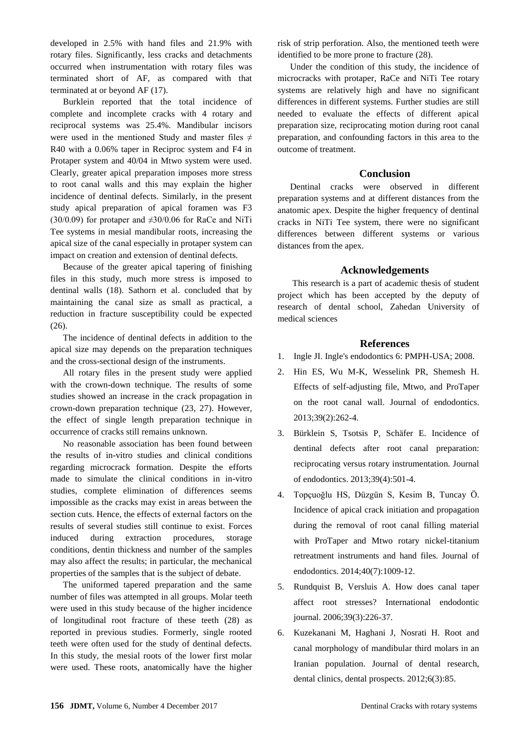developed in 2.5% with hand files and 21.9% with rotary files. Significantly, less cracks and detachments occurred when instrumentation with rotary files was terminated short of AF, as compared with that terminated at or beyond AF (17).

Burklein reported that the total incidence of complete and incomplete cracks with 4 rotary and reciprocal systems was 25.4%. Mandibular incisors were used in the mentioned Study and master files ≠ R40 with a 0.06% taper in Reciproc system and F4 in Protaper system and 40/04 in Mtwo system were used. Clearly, greater apical preparation imposes more stress to root canal walls and this may explain the higher incidence of dentinal defects. Similarly, in the present study apical preparation of apical foramen was F3 (30/0.09) for protaper and ≠30/0.06 for RaCe and NiTi Tee systems in mesial mandibular roots, increasing the apical size of the canal especially in protaper system can impact on creation and extension of dentinal defects.

Because of the greater apical tapering of finishing files in this study, much more stress is imposed to dentinal walls (18). Sathorn et al. concluded that by maintaining the canal size as small as practical, a reduction in fracture susceptibility could be expected (26).

The incidence of dentinal defects in addition to the apical size may depends on the preparation techniques and the cross-sectional design of the instruments.

All rotary files in the present study were applied with the crown-down technique. The results of some studies showed an increase in the crack propagation in crown-down preparation technique (23, 27). However, the effect of single length preparation technique in occurrence of cracks still remains unknown.

No reasonable association has been found between the results of in-vitro studies and clinical conditions regarding microcrack formation. Despite the efforts made to simulate the clinical conditions in in-vitro studies, complete elimination of differences seems impossible as the cracks may exist in areas between the section cuts. Hence, the effects of external factors on the results of several studies still continue to exist. Forces induced during extraction procedures, storage conditions, dentin thickness and number of the samples may also affect the results; in particular, the mechanical properties of the samples that is the subject of debate.

The uniformed tapered preparation and the same number of files was attempted in all groups. Molar teeth were used in this study because of the higher incidence of longitudinal root fracture of these teeth (28) as reported in previous studies. Formerly, single rooted teeth were often used for the study of dentinal defects. In this study, the mesial roots of the lower first molar were used. These roots, anatomically have the higher risk of strip perforation. Also, the mentioned teeth were identified to be more prone to fracture (28).

Under the condition of this study, the incidence of microcracks with protaper, RaCe and NiTi Tee rotary systems are relatively high and have no significant differences in different systems. Further studies are still needed to evaluate the effects of different apical preparation size, reciprocating motion during root canal preparation, and confounding factors in this area to the outcome of treatment.

## Conclusion

Dentinal cracks were observed in different preparation systems and at different distances from the anatomic apex. Despite the higher frequency of dentinal cracks in NiTi Tee system, there were no significant differences between different systems or various distances from the apex.

## Acknowledgements

This research is a part of academic thesis of student project which has been accepted by the deputy of research of dental school, Zahedan University of medical sciences

## References

1. Ingle JI. Ingle's endodontics 6: PMPH-USA; 2008.
2. Hin ES, Wu M-K, Wesselink PR, Shemesh H. Effects of self-adjusting file, Mtwo, and ProTaper on the root canal wall. Journal of endodontics. 2013;39(2):262-4.
3. Bürklein S, Tsotsis P, Schäfer E. Incidence of dentinal defects after root canal preparation: reciprocating versus rotary instrumentation. Journal of endodontics. 2013;39(4):501-4.
4. Topçuoğlu HS, Düzgün S, Kesim B, Tuncay Ö. Incidence of apical crack initiation and propagation during the removal of root canal filling material with ProTaper and Mtwo rotary nickel-titanium retreatment instruments and hand files. Journal of endodontics. 2014;40(7):1009-12.
5. Rundquist B, Versluis A. How does canal taper affect root stresses? International endodontic journal. 2006;39(3):226-37.
6. Kuzekanani M, Haghani J, Nosrati H. Root and canal morphology of mandibular third molars in an Iranian population. Journal of dental research, dental clinics, dental prospects. 2012;6(3):85.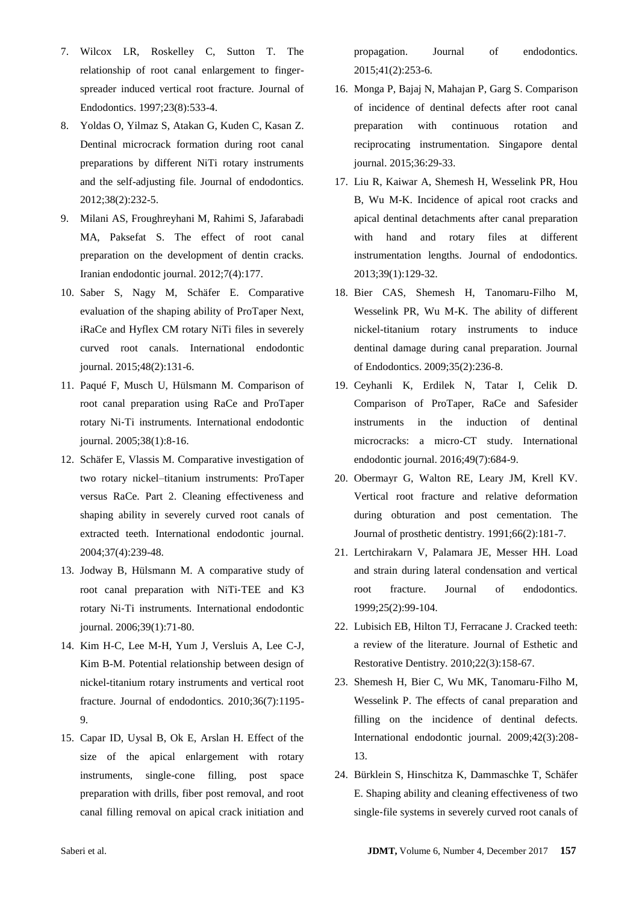7. Wilcox LR, Roskelley C, Sutton T. The relationship of root canal enlargement to finger-spreader induced vertical root fracture. Journal of Endodontics. 1997;23(8):533-4.
8. Yoldas O, Yilmaz S, Atakan G, Kuden C, Kasan Z. Dentinal microcrack formation during root canal preparations by different NiTi rotary instruments and the self-adjusting file. Journal of endodontics. 2012;38(2):232-5.
9. Milani AS, Froughreyhani M, Rahimi S, Jafarabadi MA, Paksefat S. The effect of root canal preparation on the development of dentin cracks. Iranian endodontic journal. 2012;7(4):177.
10. Saber S, Nagy M, Schäfer E. Comparative evaluation of the shaping ability of ProTaper Next, iRaCe and Hyflex CM rotary NiTi files in severely curved root canals. International endodontic journal. 2015;48(2):131-6.
11. Paqué F, Musch U, Hülsmann M. Comparison of root canal preparation using RaCe and ProTaper rotary Ni-Ti instruments. International endodontic journal. 2005;38(1):8-16.
12. Schäfer E, Vlassis M. Comparative investigation of two rotary nickel–titanium instruments: ProTaper versus RaCe. Part 2. Cleaning effectiveness and shaping ability in severely curved root canals of extracted teeth. International endodontic journal. 2004;37(4):239-48.
13. Jodway B, Hülsmann M. A comparative study of root canal preparation with NiTi-TEE and K3 rotary Ni-Ti instruments. International endodontic journal. 2006;39(1):71-80.
14. Kim H-C, Lee M-H, Yum J, Versluis A, Lee C-J, Kim B-M. Potential relationship between design of nickel-titanium rotary instruments and vertical root fracture. Journal of endodontics. 2010;36(7):1195-9.
15. Capar ID, Uysal B, Ok E, Arslan H. Effect of the size of the apical enlargement with rotary instruments, single-cone filling, post space preparation with drills, fiber post removal, and root canal filling removal on apical crack initiation and propagation. Journal of endodontics. 2015;41(2):253-6.
16. Monga P, Bajaj N, Mahajan P, Garg S. Comparison of incidence of dentinal defects after root canal preparation with continuous rotation and reciprocating instrumentation. Singapore dental journal. 2015;36:29-33.
17. Liu R, Kaiwar A, Shemesh H, Wesselink PR, Hou B, Wu M-K. Incidence of apical root cracks and apical dentinal detachments after canal preparation with hand and rotary files at different instrumentation lengths. Journal of endodontics. 2013;39(1):129-32.
18. Bier CAS, Shemesh H, Tanomaru-Filho M, Wesselink PR, Wu M-K. The ability of different nickel-titanium rotary instruments to induce dentinal damage during canal preparation. Journal of Endodontics. 2009;35(2):236-8.
19. Ceyhanli K, Erdilek N, Tatar I, Celik D. Comparison of ProTaper, RaCe and Safesider instruments in the induction of dentinal microcracks: a micro‐CT study. International endodontic journal. 2016;49(7):684-9.
20. Obermayr G, Walton RE, Leary JM, Krell KV. Vertical root fracture and relative deformation during obturation and post cementation. The Journal of prosthetic dentistry. 1991;66(2):181-7.
21. Lertchirakarn V, Palamara JE, Messer HH. Load and strain during lateral condensation and vertical root fracture. Journal of endodontics. 1999;25(2):99-104.
22. Lubisich EB, Hilton TJ, Ferracane J. Cracked teeth: a review of the literature. Journal of Esthetic and Restorative Dentistry. 2010;22(3):158-67.
23. Shemesh H, Bier C, Wu MK, Tanomaru‐Filho M, Wesselink P. The effects of canal preparation and filling on the incidence of dentinal defects. International endodontic journal. 2009;42(3):208-13.
24. Bürklein S, Hinschitza K, Dammaschke T, Schäfer E. Shaping ability and cleaning effectiveness of two single-file systems in severely curved root canals of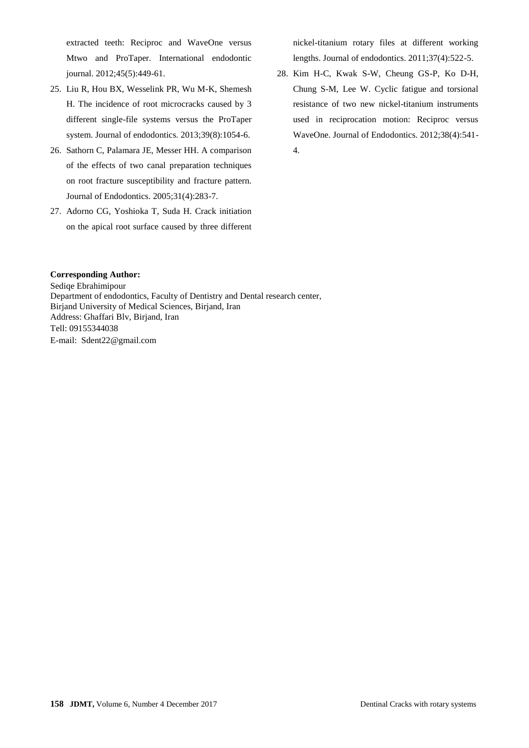extracted teeth: Reciproc and WaveOne versus Mtwo and ProTaper. International endodontic journal. 2012;45(5):449-61.

25. Liu R, Hou BX, Wesselink PR, Wu M-K, Shemesh H. The incidence of root microcracks caused by 3 different single-file systems versus the ProTaper system. Journal of endodontics. 2013;39(8):1054-6.
26. Sathorn C, Palamara JE, Messer HH. A comparison of the effects of two canal preparation techniques on root fracture susceptibility and fracture pattern. Journal of Endodontics. 2005;31(4):283-7.
27. Adorno CG, Yoshioka T, Suda H. Crack initiation on the apical root surface caused by three different nickel-titanium rotary files at different working lengths. Journal of endodontics. 2011;37(4):522-5.
28. Kim H-C, Kwak S-W, Cheung GS-P, Ko D-H, Chung S-M, Lee W. Cyclic fatigue and torsional resistance of two new nickel-titanium instruments used in reciprocation motion: Reciproc versus WaveOne. Journal of Endodontics. 2012;38(4):541-4.

**Corresponding Author:**
Sediqe Ebrahimipour
Department of endodontics, Faculty of Dentistry and Dental research center, Birjand University of Medical Sciences, Birjand, Iran
Address: Ghaffari Blv, Birjand, Iran
Tell: 09155344038
E-mail: Sdent22@gmail.com